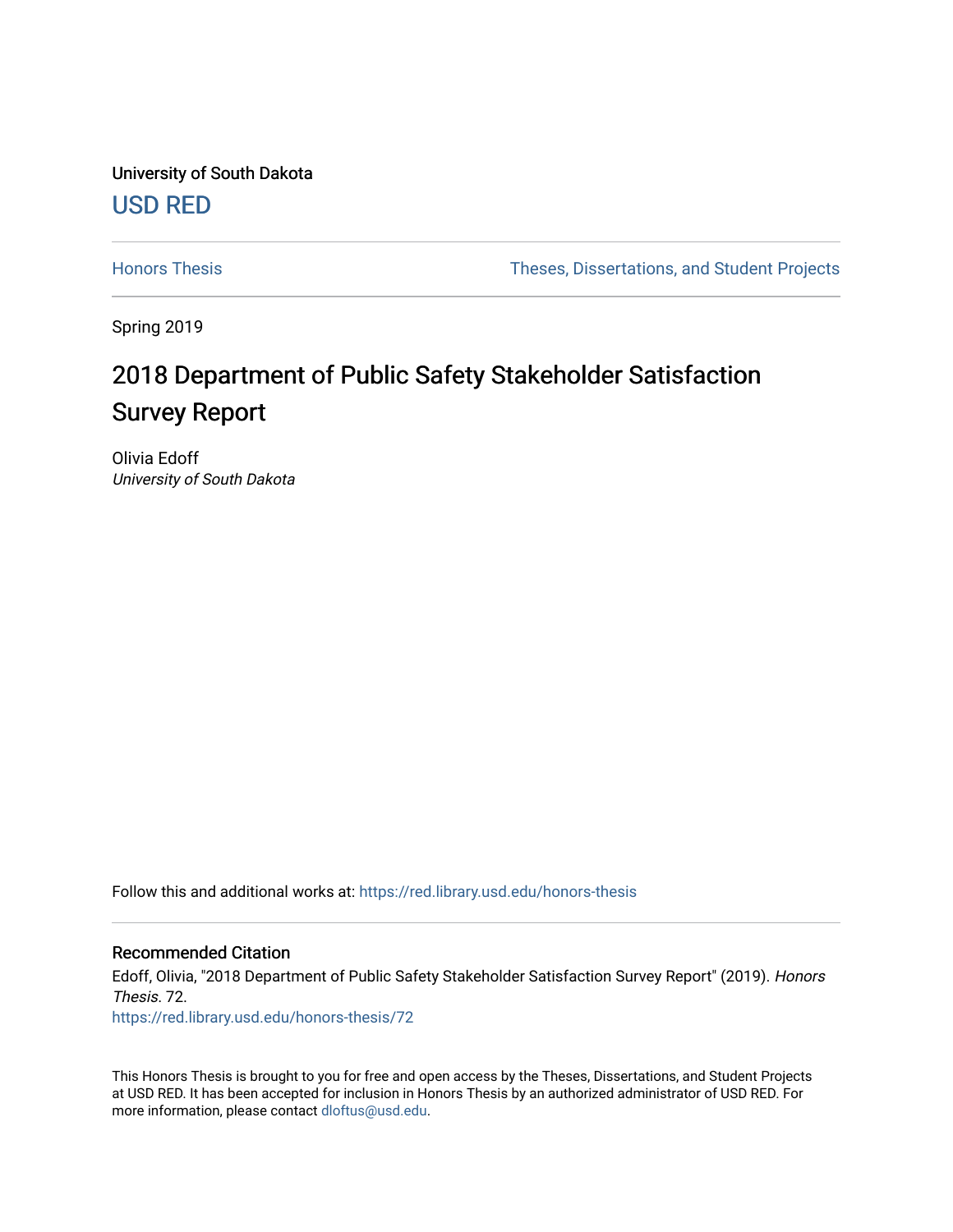University of South Dakota

USD RED

Honors Thesis | Theses, Dissertations, and Student Projects

Spring 2019

# 2018 Department of Public Safety Stakeholder Satisfaction Survey Report

Olivia Edoff

*University of South Dakota*

Follow this and additional works at: https://red.library.usd.edu/honors-thesis

## Recommended Citation

Edoff, Olivia, "2018 Department of Public Safety Stakeholder Satisfaction Survey Report" (2019). *Honors Thesis*. 72.

https://red.library.usd.edu/honors-thesis/72

This Honors Thesis is brought to you for free and open access by the Theses, Dissertations, and Student Projects at USD RED. It has been accepted for inclusion in Honors Thesis by an authorized administrator of USD RED. For more information, please contact dloftus@usd.edu.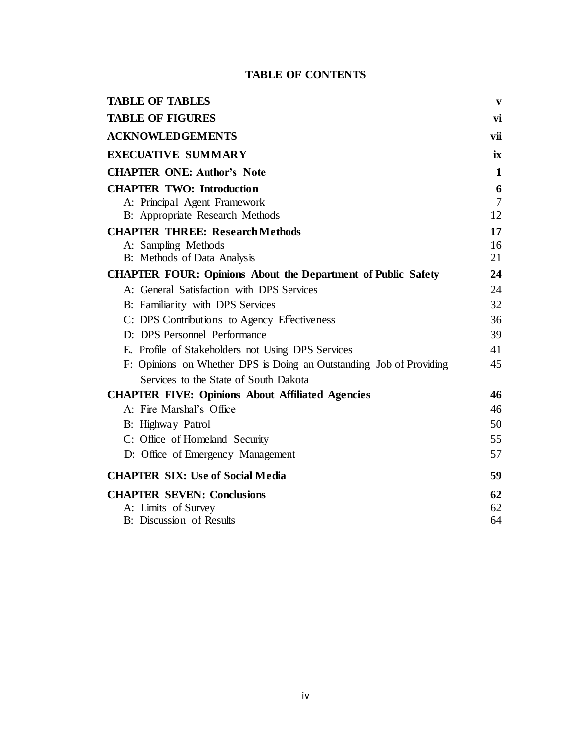# TABLE OF CONTENTS

| | |
|---|---|
| **TABLE OF TABLES** | **v** |
| **TABLE OF FIGURES** | **vi** |
| **ACKNOWLEDGEMENTS** | **vii** |
| **EXECUTIVE SUMMARY** | **ix** |
| **CHAPTER ONE: Author's Note** | **1** |
| **CHAPTER TWO: Introduction** | **6** |
| A: Principal Agent Framework | 7 |
| B: Appropriate Research Methods | 12 |
| **CHAPTER THREE: Research Methods** | **17** |
| A: Sampling Methods | 16 |
| B: Methods of Data Analysis | 21 |
| **CHAPTER FOUR: Opinions About the Department of Public Safety** | **24** |
| A: General Satisfaction with DPS Services | 24 |
| B: Familiarity with DPS Services | 32 |
| C: DPS Contributions to Agency Effectiveness | 36 |
| D: DPS Personnel Performance | 39 |
| E. Profile of Stakeholders not Using DPS Services | 41 |
| F: Opinions on Whether DPS is Doing an Outstanding Job of Providing Services to the State of South Dakota | 45 |
| **CHAPTER FIVE: Opinions About Affiliated Agencies** | **46** |
| A: Fire Marshal's Office | 46 |
| B: Highway Patrol | 50 |
| C: Office of Homeland Security | 55 |
| D: Office of Emergency Management | 57 |
| **CHAPTER SIX: Use of Social Media** | **59** |
| **CHAPTER SEVEN: Conclusions** | **62** |
| A: Limits of Survey | 62 |
| B: Discussion of Results | 64 |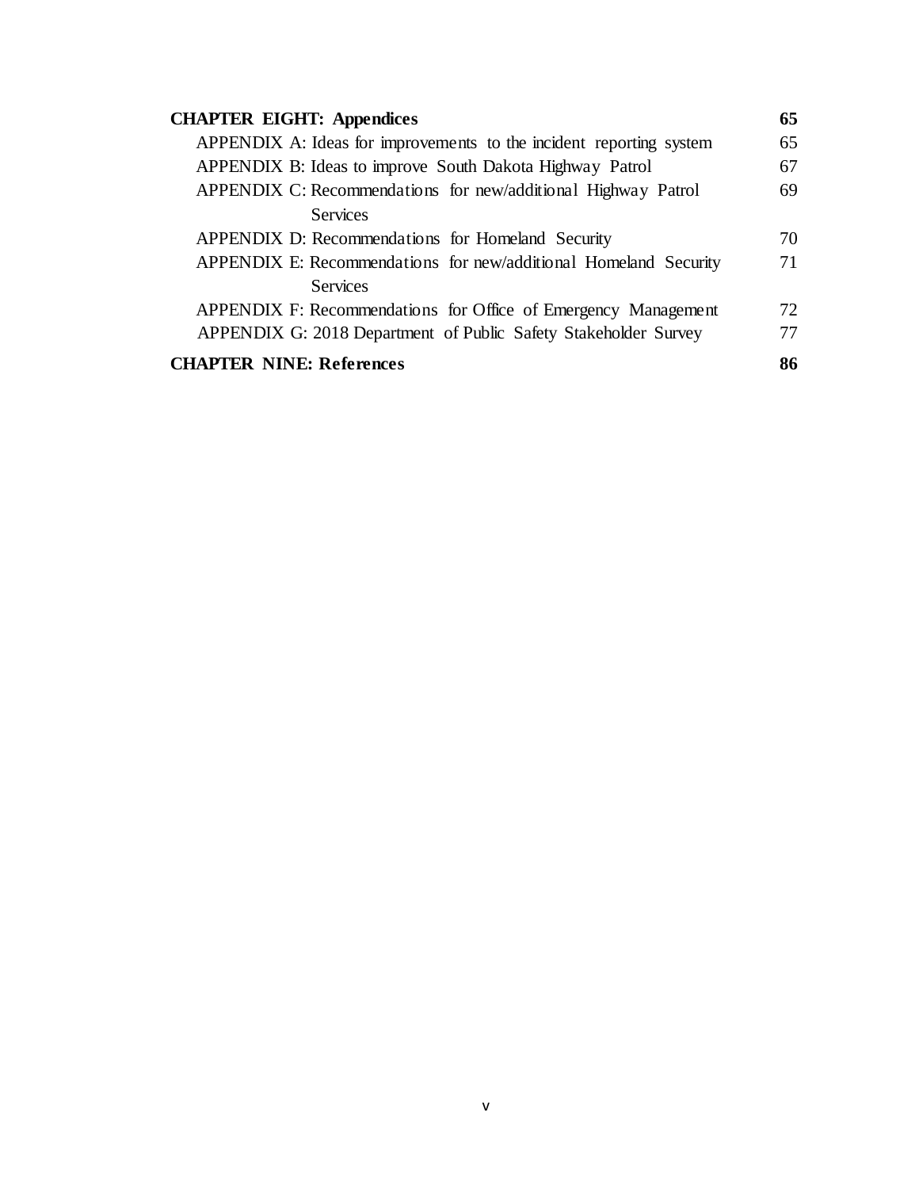| | |
|---|---|
| **CHAPTER EIGHT: Appendices** | **65** |
| APPENDIX A: Ideas for improvements to the incident reporting system | 65 |
| APPENDIX B: Ideas to improve South Dakota Highway Patrol | 67 |
| APPENDIX C: Recommendations for new/additional Highway Patrol Services | 69 |
| APPENDIX D: Recommendations for Homeland Security | 70 |
| APPENDIX E: Recommendations for new/additional Homeland Security Services | 71 |
| APPENDIX F: Recommendations for Office of Emergency Management | 72 |
| APPENDIX G: 2018 Department of Public Safety Stakeholder Survey | 77 |
| **CHAPTER NINE: References** | **86** |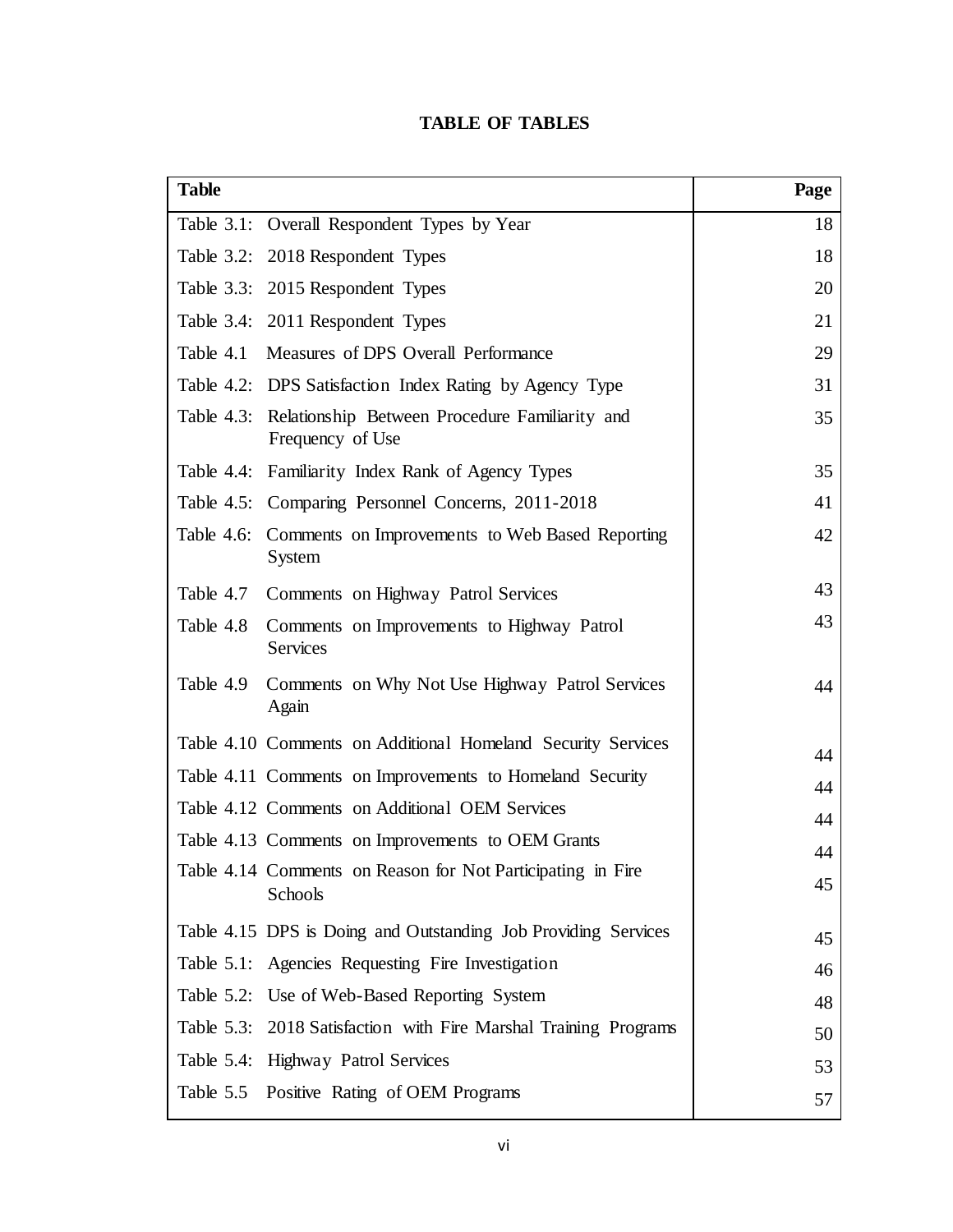## TABLE OF TABLES

| Table | Page |
|---|---|
| Table 3.1: Overall Respondent Types by Year | 18 |
| Table 3.2: 2018 Respondent Types | 18 |
| Table 3.3: 2015 Respondent Types | 20 |
| Table 3.4: 2011 Respondent Types | 21 |
| Table 4.1 Measures of DPS Overall Performance | 29 |
| Table 4.2: DPS Satisfaction Index Rating by Agency Type | 31 |
| Table 4.3: Relationship Between Procedure Familiarity and Frequency of Use | 35 |
| Table 4.4: Familiarity Index Rank of Agency Types | 35 |
| Table 4.5: Comparing Personnel Concerns, 2011-2018 | 41 |
| Table 4.6: Comments on Improvements to Web Based Reporting System | 42 |
| Table 4.7 Comments on Highway Patrol Services | 43 |
| Table 4.8 Comments on Improvements to Highway Patrol Services | 43 |
| Table 4.9 Comments on Why Not Use Highway Patrol Services Again | 44 |
| Table 4.10 Comments on Additional Homeland Security Services | 44 |
| Table 4.11 Comments on Improvements to Homeland Security | 44 |
| Table 4.12 Comments on Additional OEM Services | 44 |
| Table 4.13 Comments on Improvements to OEM Grants | 44 |
| Table 4.14 Comments on Reason for Not Participating in Fire Schools | 45 |
| Table 4.15 DPS is Doing and Outstanding Job Providing Services | 45 |
| Table 5.1: Agencies Requesting Fire Investigation | 46 |
| Table 5.2: Use of Web-Based Reporting System | 48 |
| Table 5.3: 2018 Satisfaction with Fire Marshal Training Programs | 50 |
| Table 5.4: Highway Patrol Services | 53 |
| Table 5.5 Positive Rating of OEM Programs | 57 |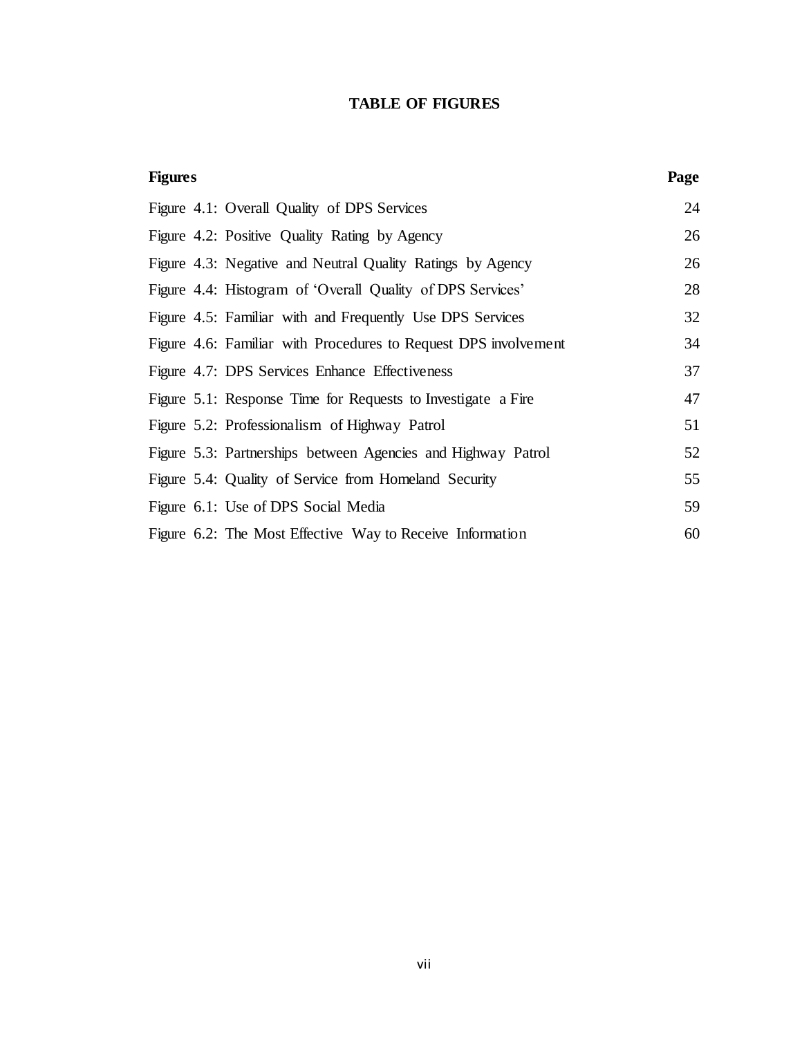# TABLE OF FIGURES

| Figures | Page |
| --- | --- |
| Figure 4.1: Overall Quality of DPS Services | 24 |
| Figure 4.2: Positive Quality Rating by Agency | 26 |
| Figure 4.3: Negative and Neutral Quality Ratings by Agency | 26 |
| Figure 4.4: Histogram of 'Overall Quality of DPS Services' | 28 |
| Figure 4.5: Familiar with and Frequently Use DPS Services | 32 |
| Figure 4.6: Familiar with Procedures to Request DPS involvement | 34 |
| Figure 4.7: DPS Services Enhance Effectiveness | 37 |
| Figure 5.1: Response Time for Requests to Investigate a Fire | 47 |
| Figure 5.2: Professionalism of Highway Patrol | 51 |
| Figure 5.3: Partnerships between Agencies and Highway Patrol | 52 |
| Figure 5.4: Quality of Service from Homeland Security | 55 |
| Figure 6.1: Use of DPS Social Media | 59 |
| Figure 6.2: The Most Effective Way to Receive Information | 60 |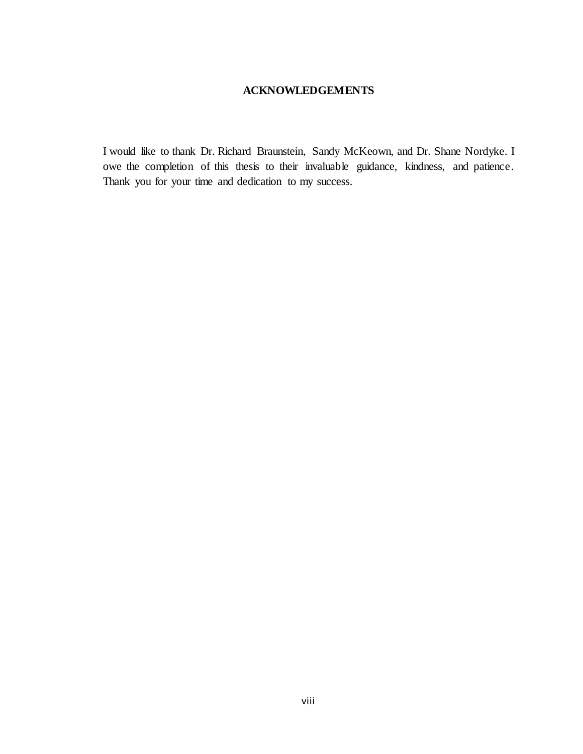## ACKNOWLEDGEMENTS

I would like to thank Dr. Richard Braunstein, Sandy McKeown, and Dr. Shane Nordyke. I owe the completion of this thesis to their invaluable guidance, kindness, and patience. Thank you for your time and dedication to my success.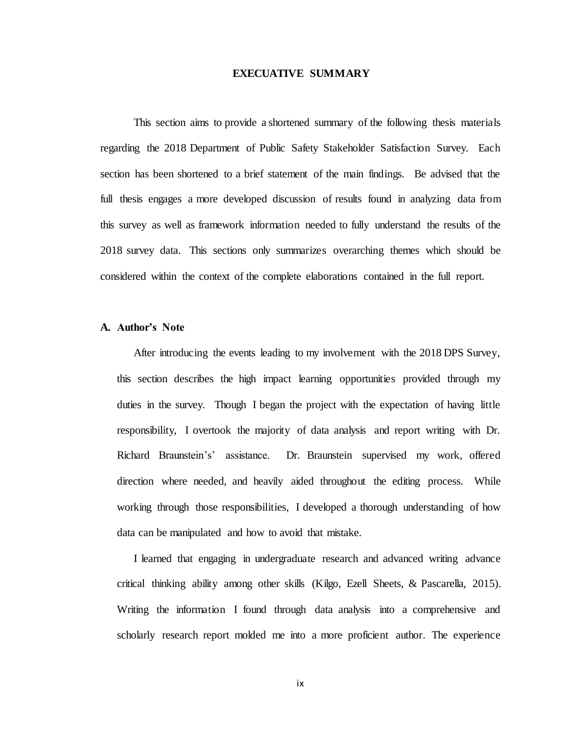# EXECUTIVE SUMMARY

This section aims to provide a shortened summary of the following thesis materials regarding the 2018 Department of Public Safety Stakeholder Satisfaction Survey. Each section has been shortened to a brief statement of the main findings. Be advised that the full thesis engages a more developed discussion of results found in analyzing data from this survey as well as framework information needed to fully understand the results of the 2018 survey data. This sections only summarizes overarching themes which should be considered within the context of the complete elaborations contained in the full report.

## A. Author's Note

After introducing the events leading to my involvement with the 2018 DPS Survey, this section describes the high impact learning opportunities provided through my duties in the survey. Though I began the project with the expectation of having little responsibility, I overtook the majority of data analysis and report writing with Dr. Richard Braunstein's' assistance. Dr. Braunstein supervised my work, offered direction where needed, and heavily aided throughout the editing process. While working through those responsibilities, I developed a thorough understanding of how data can be manipulated and how to avoid that mistake.

I learned that engaging in undergraduate research and advanced writing advance critical thinking ability among other skills (Kilgo, Ezell Sheets, & Pascarella, 2015). Writing the information I found through data analysis into a comprehensive and scholarly research report molded me into a more proficient author. The experience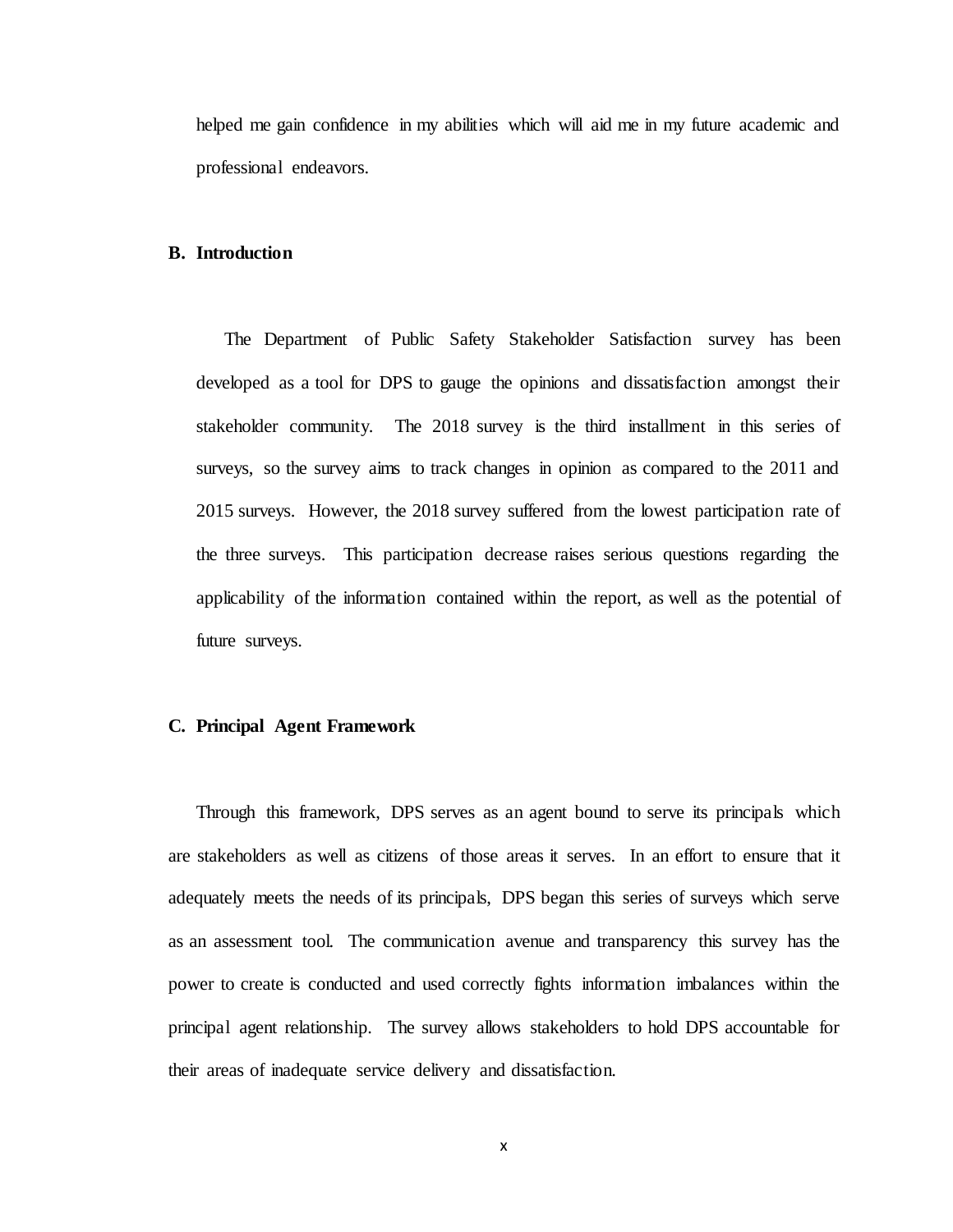helped me gain confidence in my abilities which will aid me in my future academic and professional endeavors.

## B. Introduction

The Department of Public Safety Stakeholder Satisfaction survey has been developed as a tool for DPS to gauge the opinions and dissatisfaction amongst their stakeholder community. The 2018 survey is the third installment in this series of surveys, so the survey aims to track changes in opinion as compared to the 2011 and 2015 surveys. However, the 2018 survey suffered from the lowest participation rate of the three surveys. This participation decrease raises serious questions regarding the applicability of the information contained within the report, as well as the potential of future surveys.

## C. Principal Agent Framework

Through this framework, DPS serves as an agent bound to serve its principals which are stakeholders as well as citizens of those areas it serves. In an effort to ensure that it adequately meets the needs of its principals, DPS began this series of surveys which serve as an assessment tool. The communication avenue and transparency this survey has the power to create is conducted and used correctly fights information imbalances within the principal agent relationship. The survey allows stakeholders to hold DPS accountable for their areas of inadequate service delivery and dissatisfaction.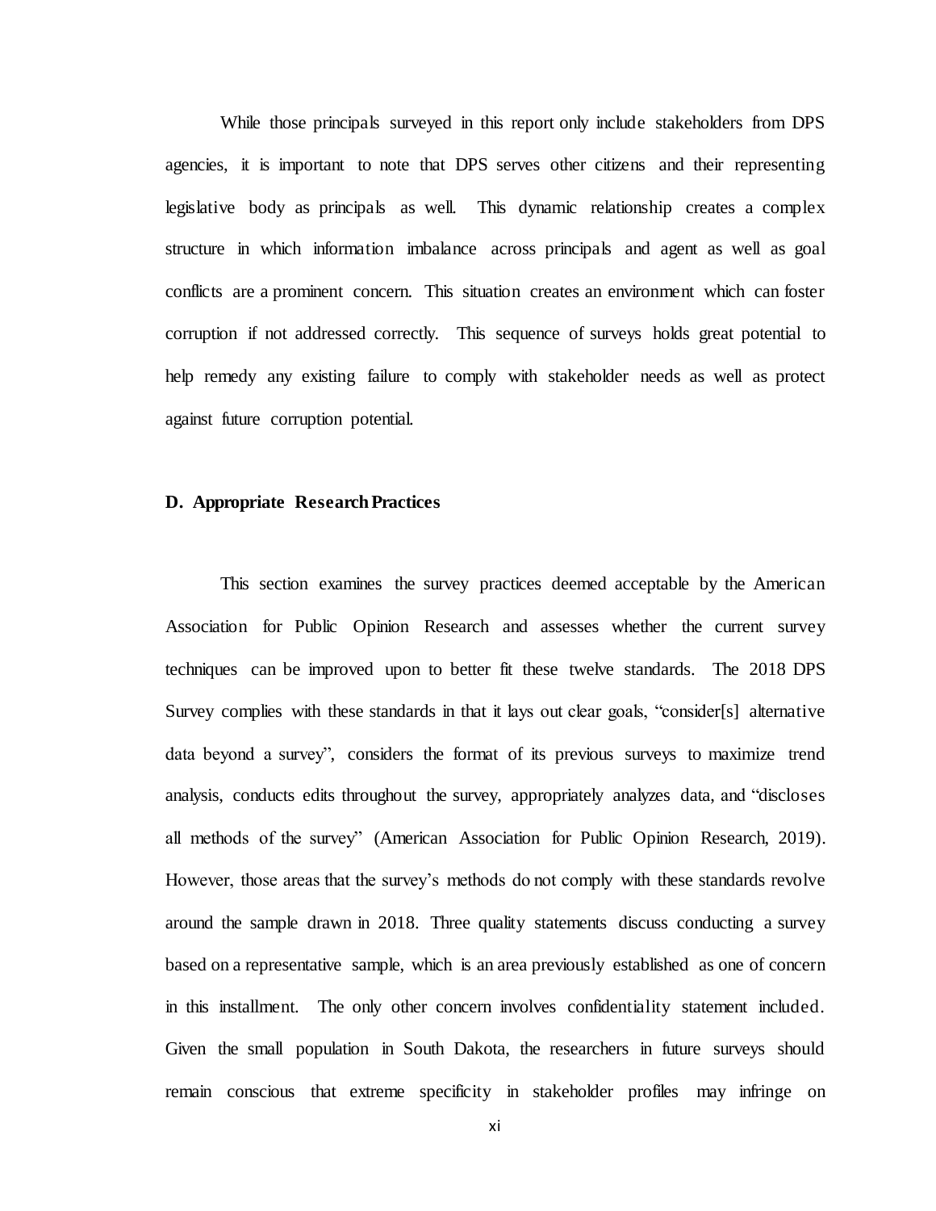While those principals surveyed in this report only include stakeholders from DPS agencies, it is important to note that DPS serves other citizens and their representing legislative body as principals as well. This dynamic relationship creates a complex structure in which information imbalance across principals and agent as well as goal conflicts are a prominent concern. This situation creates an environment which can foster corruption if not addressed correctly. This sequence of surveys holds great potential to help remedy any existing failure to comply with stakeholder needs as well as protect against future corruption potential.

### D. Appropriate Research Practices

This section examines the survey practices deemed acceptable by the American Association for Public Opinion Research and assesses whether the current survey techniques can be improved upon to better fit these twelve standards. The 2018 DPS Survey complies with these standards in that it lays out clear goals, "consider[s] alternative data beyond a survey", considers the format of its previous surveys to maximize trend analysis, conducts edits throughout the survey, appropriately analyzes data, and "discloses all methods of the survey" (American Association for Public Opinion Research, 2019). However, those areas that the survey's methods do not comply with these standards revolve around the sample drawn in 2018. Three quality statements discuss conducting a survey based on a representative sample, which is an area previously established as one of concern in this installment. The only other concern involves confidentiality statement included. Given the small population in South Dakota, the researchers in future surveys should remain conscious that extreme specificity in stakeholder profiles may infringe on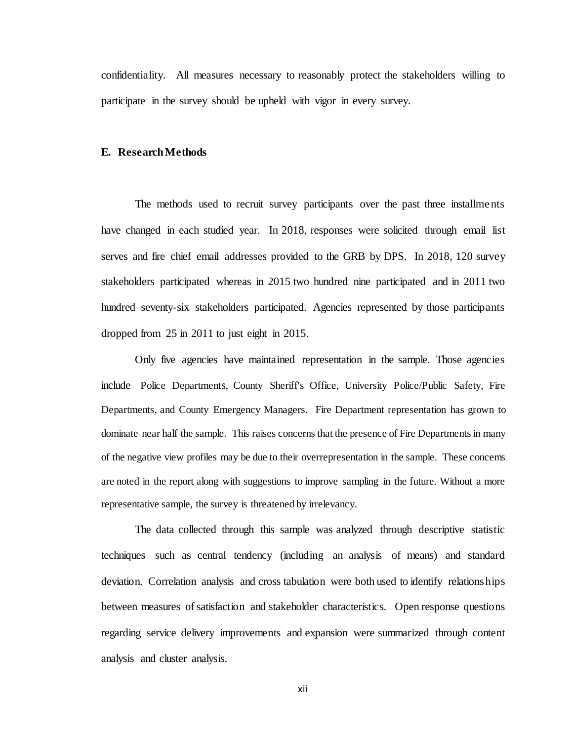confidentiality. All measures necessary to reasonably protect the stakeholders willing to participate in the survey should be upheld with vigor in every survey.

### E. Research Methods

The methods used to recruit survey participants over the past three installments have changed in each studied year. In 2018, responses were solicited through email list serves and fire chief email addresses provided to the GRB by DPS. In 2018, 120 survey stakeholders participated whereas in 2015 two hundred nine participated and in 2011 two hundred seventy-six stakeholders participated. Agencies represented by those participants dropped from 25 in 2011 to just eight in 2015.

Only five agencies have maintained representation in the sample. Those agencies include Police Departments, County Sheriff's Office, University Police/Public Safety, Fire Departments, and County Emergency Managers. Fire Department representation has grown to dominate near half the sample. This raises concerns that the presence of Fire Departments in many of the negative view profiles may be due to their overrepresentation in the sample. These concerns are noted in the report along with suggestions to improve sampling in the future. Without a more representative sample, the survey is threatened by irrelevancy.

The data collected through this sample was analyzed through descriptive statistic techniques such as central tendency (including an analysis of means) and standard deviation. Correlation analysis and cross tabulation were both used to identify relationships between measures of satisfaction and stakeholder characteristics. Open response questions regarding service delivery improvements and expansion were summarized through content analysis and cluster analysis.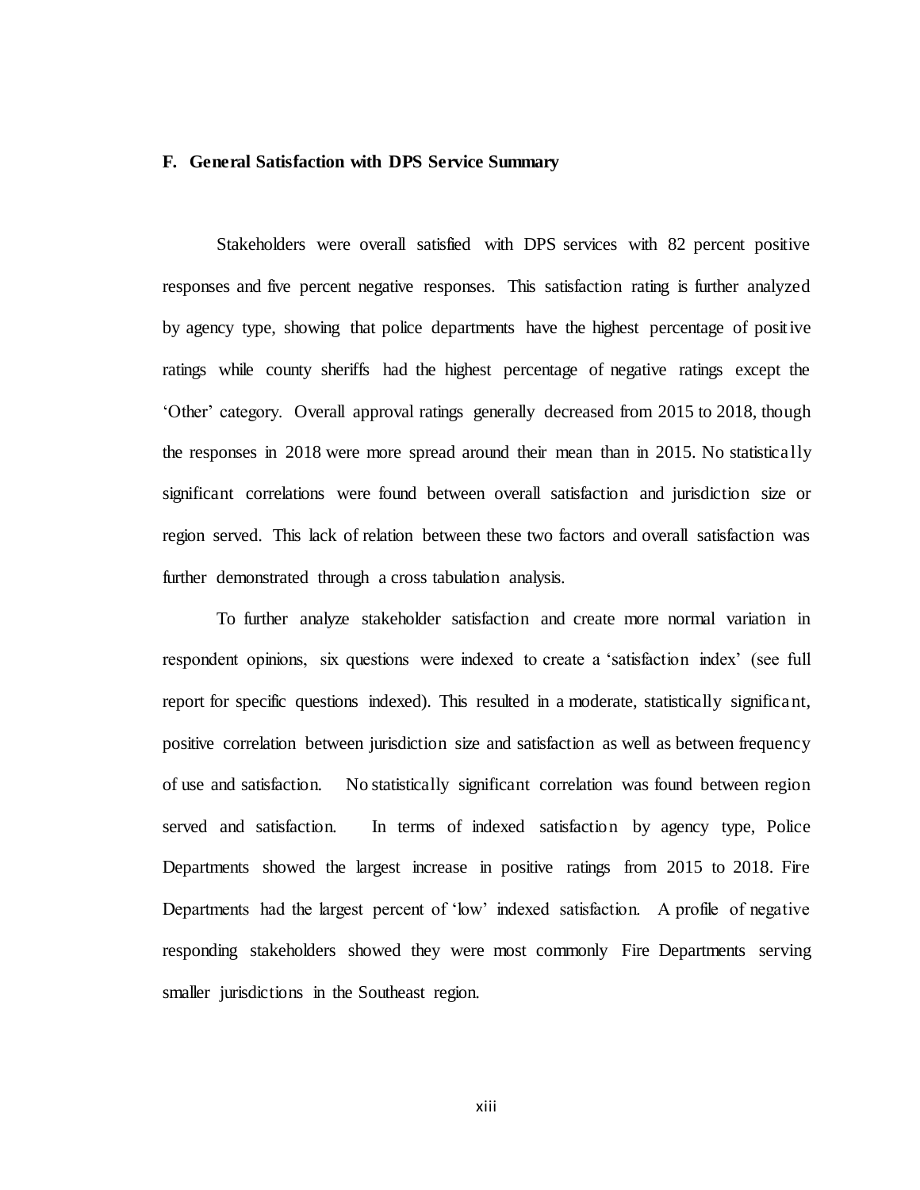### F. General Satisfaction with DPS Service Summary

Stakeholders were overall satisfied with DPS services with 82 percent positive responses and five percent negative responses. This satisfaction rating is further analyzed by agency type, showing that police departments have the highest percentage of positive ratings while county sheriffs had the highest percentage of negative ratings except the 'Other' category. Overall approval ratings generally decreased from 2015 to 2018, though the responses in 2018 were more spread around their mean than in 2015. No statistically significant correlations were found between overall satisfaction and jurisdiction size or region served. This lack of relation between these two factors and overall satisfaction was further demonstrated through a cross tabulation analysis.

To further analyze stakeholder satisfaction and create more normal variation in respondent opinions, six questions were indexed to create a 'satisfaction index' (see full report for specific questions indexed). This resulted in a moderate, statistically significant, positive correlation between jurisdiction size and satisfaction as well as between frequency of use and satisfaction. No statistically significant correlation was found between region served and satisfaction. In terms of indexed satisfaction by agency type, Police Departments showed the largest increase in positive ratings from 2015 to 2018. Fire Departments had the largest percent of 'low' indexed satisfaction. A profile of negative responding stakeholders showed they were most commonly Fire Departments serving smaller jurisdictions in the Southeast region.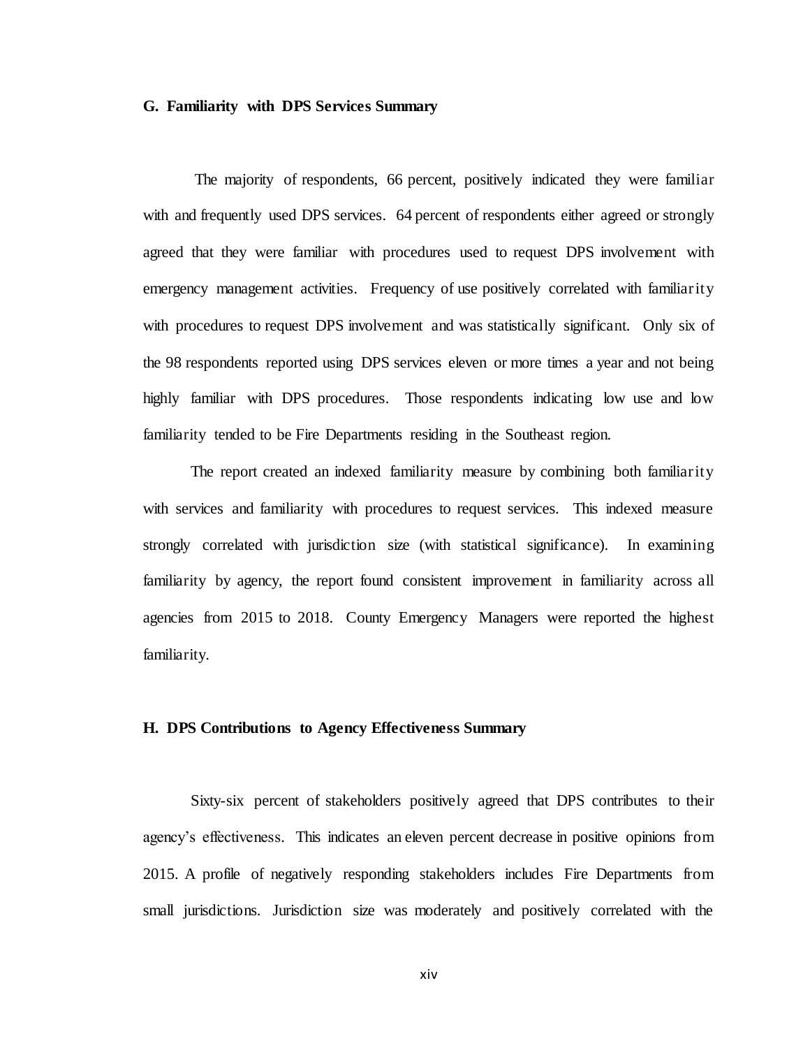### G. Familiarity with DPS Services Summary

The majority of respondents, 66 percent, positively indicated they were familiar with and frequently used DPS services. 64 percent of respondents either agreed or strongly agreed that they were familiar with procedures used to request DPS involvement with emergency management activities. Frequency of use positively correlated with familiarity with procedures to request DPS involvement and was statistically significant. Only six of the 98 respondents reported using DPS services eleven or more times a year and not being highly familiar with DPS procedures. Those respondents indicating low use and low familiarity tended to be Fire Departments residing in the Southeast region.

The report created an indexed familiarity measure by combining both familiarity with services and familiarity with procedures to request services. This indexed measure strongly correlated with jurisdiction size (with statistical significance). In examining familiarity by agency, the report found consistent improvement in familiarity across all agencies from 2015 to 2018. County Emergency Managers were reported the highest familiarity.

### H. DPS Contributions to Agency Effectiveness Summary

Sixty-six percent of stakeholders positively agreed that DPS contributes to their agency's effectiveness. This indicates an eleven percent decrease in positive opinions from 2015. A profile of negatively responding stakeholders includes Fire Departments from small jurisdictions. Jurisdiction size was moderately and positively correlated with the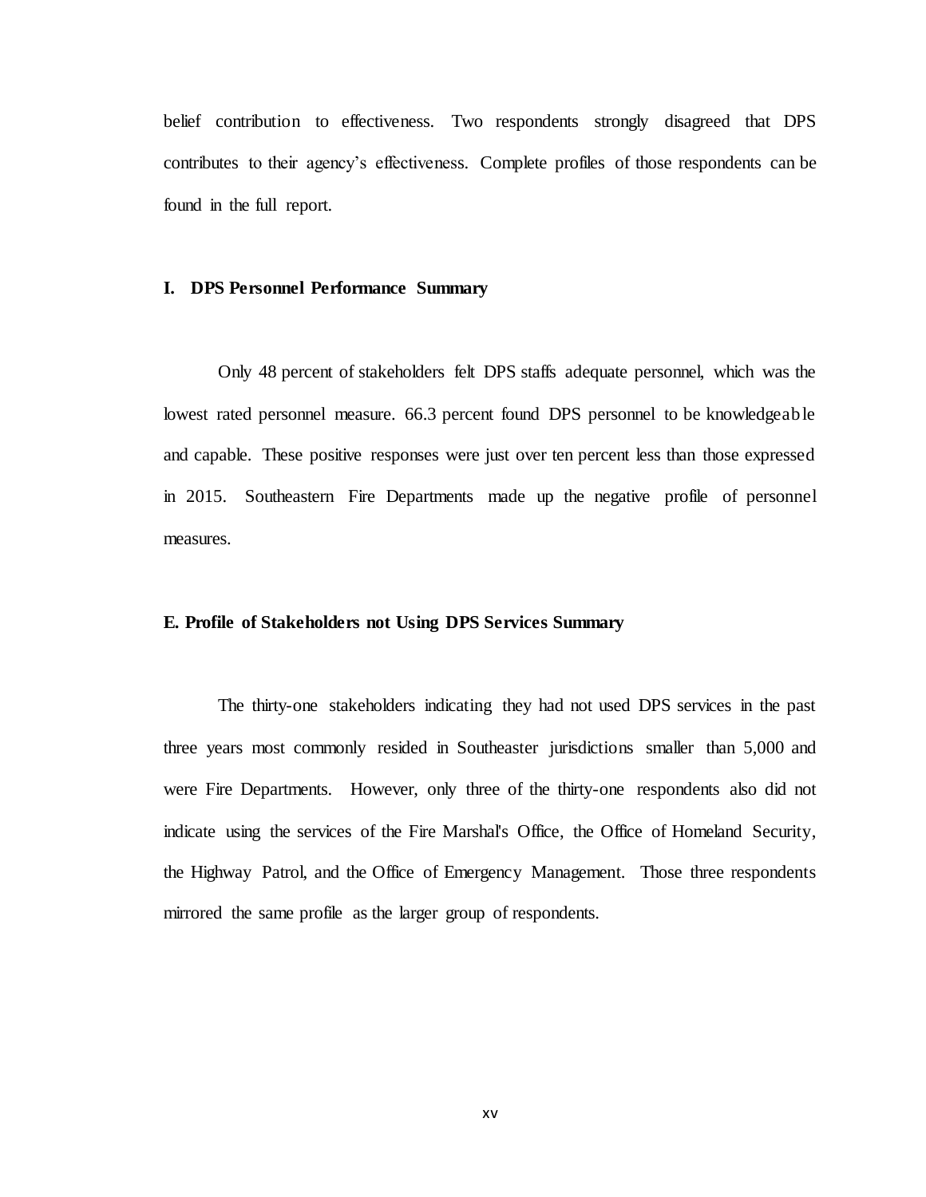belief contribution to effectiveness. Two respondents strongly disagreed that DPS contributes to their agency's effectiveness. Complete profiles of those respondents can be found in the full report.

### I. DPS Personnel Performance Summary

Only 48 percent of stakeholders felt DPS staffs adequate personnel, which was the lowest rated personnel measure. 66.3 percent found DPS personnel to be knowledgeable and capable. These positive responses were just over ten percent less than those expressed in 2015. Southeastern Fire Departments made up the negative profile of personnel measures.

### E. Profile of Stakeholders not Using DPS Services Summary

The thirty-one stakeholders indicating they had not used DPS services in the past three years most commonly resided in Southeaster jurisdictions smaller than 5,000 and were Fire Departments. However, only three of the thirty-one respondents also did not indicate using the services of the Fire Marshal's Office, the Office of Homeland Security, the Highway Patrol, and the Office of Emergency Management. Those three respondents mirrored the same profile as the larger group of respondents.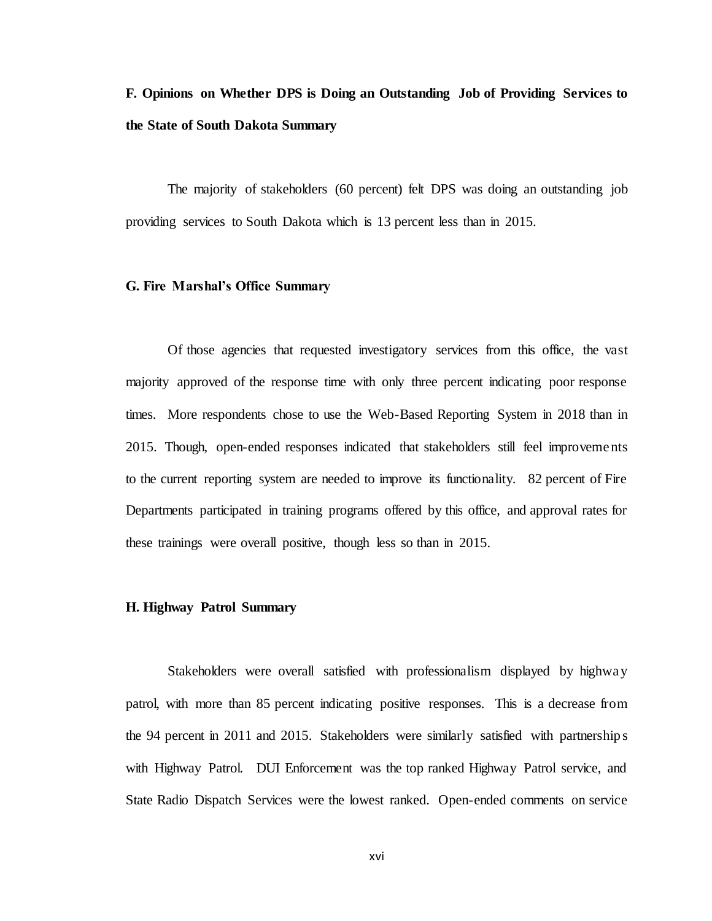**F. Opinions on Whether DPS is Doing an Outstanding Job of Providing Services to the State of South Dakota Summary**

The majority of stakeholders (60 percent) felt DPS was doing an outstanding job providing services to South Dakota which is 13 percent less than in 2015.

**G. Fire Marshal's Office Summary**

Of those agencies that requested investigatory services from this office, the vast majority approved of the response time with only three percent indicating poor response times. More respondents chose to use the Web-Based Reporting System in 2018 than in 2015. Though, open-ended responses indicated that stakeholders still feel improvements to the current reporting system are needed to improve its functionality. 82 percent of Fire Departments participated in training programs offered by this office, and approval rates for these trainings were overall positive, though less so than in 2015.

**H. Highway Patrol Summary**

Stakeholders were overall satisfied with professionalism displayed by highway patrol, with more than 85 percent indicating positive responses. This is a decrease from the 94 percent in 2011 and 2015. Stakeholders were similarly satisfied with partnerships with Highway Patrol. DUI Enforcement was the top ranked Highway Patrol service, and State Radio Dispatch Services were the lowest ranked. Open-ended comments on service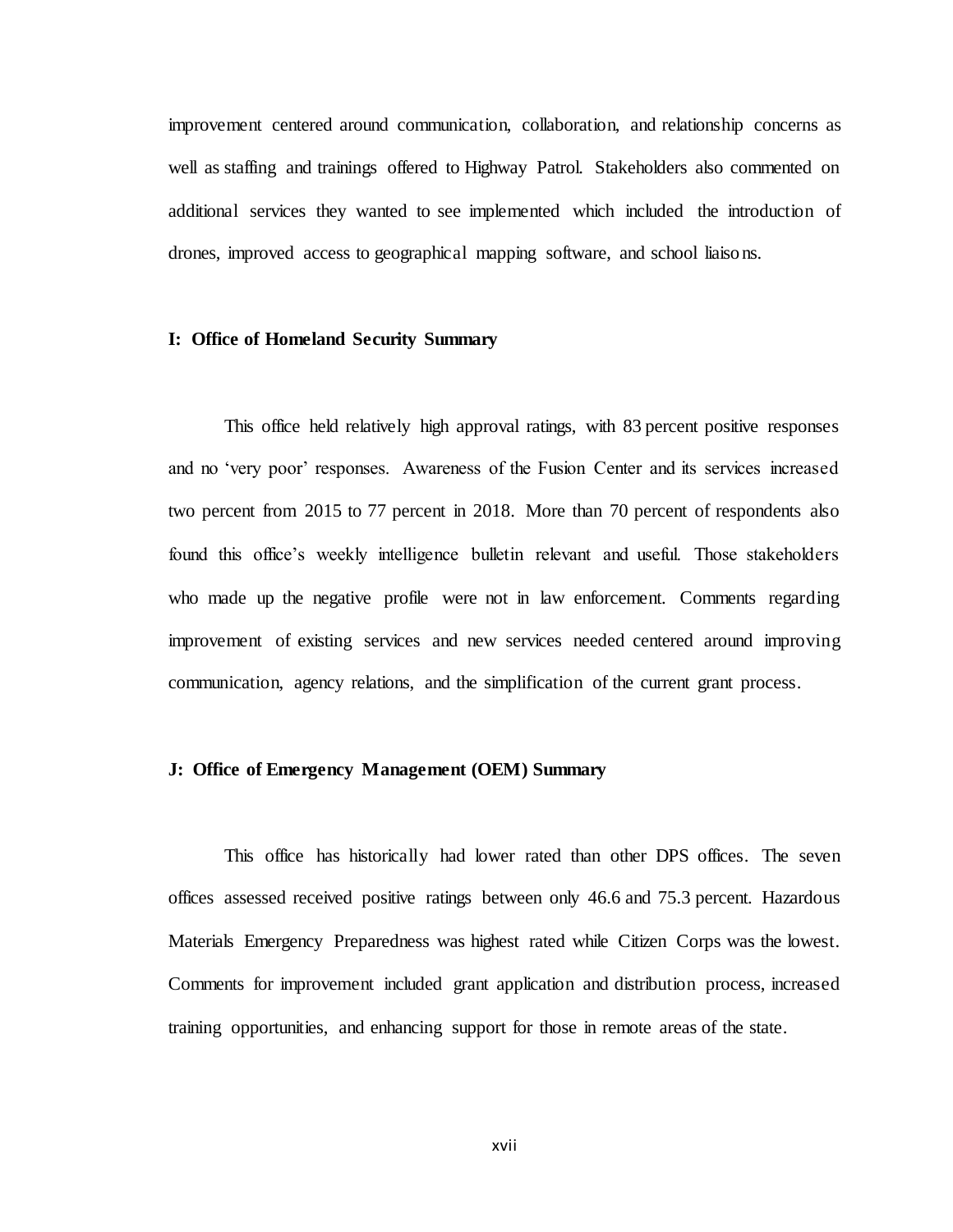improvement centered around communication, collaboration, and relationship concerns as well as staffing and trainings offered to Highway Patrol. Stakeholders also commented on additional services they wanted to see implemented which included the introduction of drones, improved access to geographical mapping software, and school liaisons.

### I: Office of Homeland Security Summary

This office held relatively high approval ratings, with 83 percent positive responses and no 'very poor' responses. Awareness of the Fusion Center and its services increased two percent from 2015 to 77 percent in 2018. More than 70 percent of respondents also found this office's weekly intelligence bulletin relevant and useful. Those stakeholders who made up the negative profile were not in law enforcement. Comments regarding improvement of existing services and new services needed centered around improving communication, agency relations, and the simplification of the current grant process.

### J: Office of Emergency Management (OEM) Summary

This office has historically had lower rated than other DPS offices. The seven offices assessed received positive ratings between only 46.6 and 75.3 percent. Hazardous Materials Emergency Preparedness was highest rated while Citizen Corps was the lowest. Comments for improvement included grant application and distribution process, increased training opportunities, and enhancing support for those in remote areas of the state.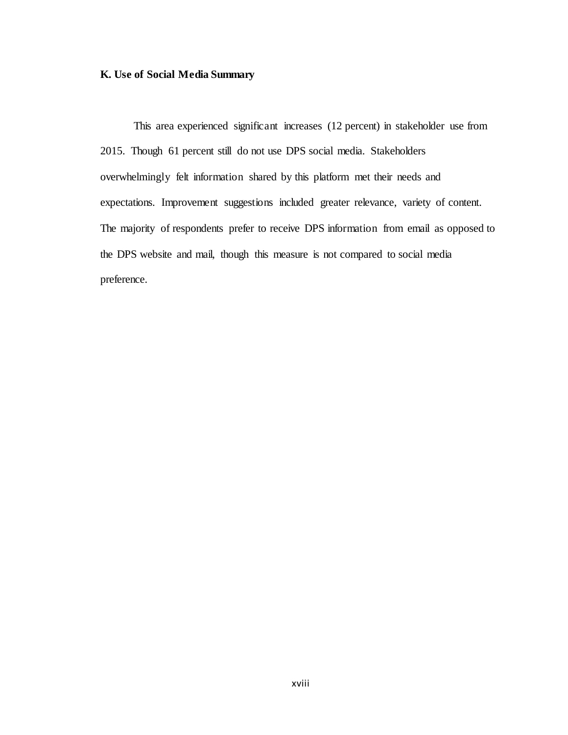**K. Use of Social Media Summary**

This area experienced significant increases (12 percent) in stakeholder use from 2015. Though 61 percent still do not use DPS social media. Stakeholders overwhelmingly felt information shared by this platform met their needs and expectations. Improvement suggestions included greater relevance, variety of content. The majority of respondents prefer to receive DPS information from email as opposed to the DPS website and mail, though this measure is not compared to social media preference.